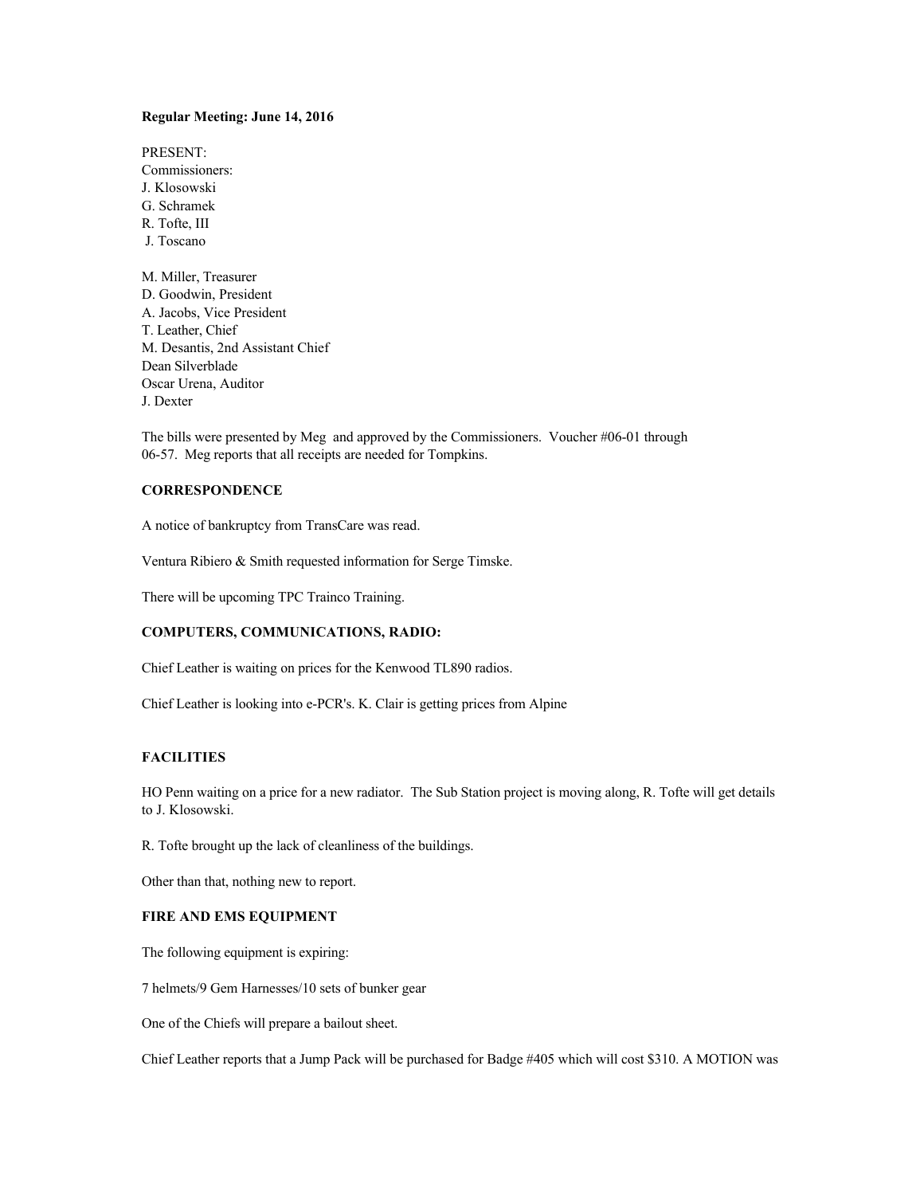**Regular Meeting: June 14, 2016**

PRESENT:
Commissioners:
J. Klosowski
G. Schramek
R. Tofte, III
J. Toscano

M. Miller, Treasurer
D. Goodwin, President
A. Jacobs, Vice President
T. Leather, Chief
M. Desantis, 2nd Assistant Chief
Dean Silverblade
Oscar Urena, Auditor
J. Dexter

The bills were presented by Meg and approved by the Commissioners. Voucher #06-01 through 06-57. Meg reports that all receipts are needed for Tompkins.

**CORRESPONDENCE**

A notice of bankruptcy from TransCare was read.

Ventura Ribiero & Smith requested information for Serge Timske.

There will be upcoming TPC Trainco Training.

**COMPUTERS, COMMUNICATIONS, RADIO:**

Chief Leather is waiting on prices for the Kenwood TL890 radios.

Chief Leather is looking into e-PCR's. K. Clair is getting prices from Alpine

**FACILITIES**

HO Penn waiting on a price for a new radiator. The Sub Station project is moving along, R. Tofte will get details to J. Klosowski.

R. Tofte brought up the lack of cleanliness of the buildings.

Other than that, nothing new to report.

**FIRE AND EMS EQUIPMENT**

The following equipment is expiring:

7 helmets/9 Gem Harnesses/10 sets of bunker gear

One of the Chiefs will prepare a bailout sheet.

Chief Leather reports that a Jump Pack will be purchased for Badge #405 which will cost $310. A MOTION was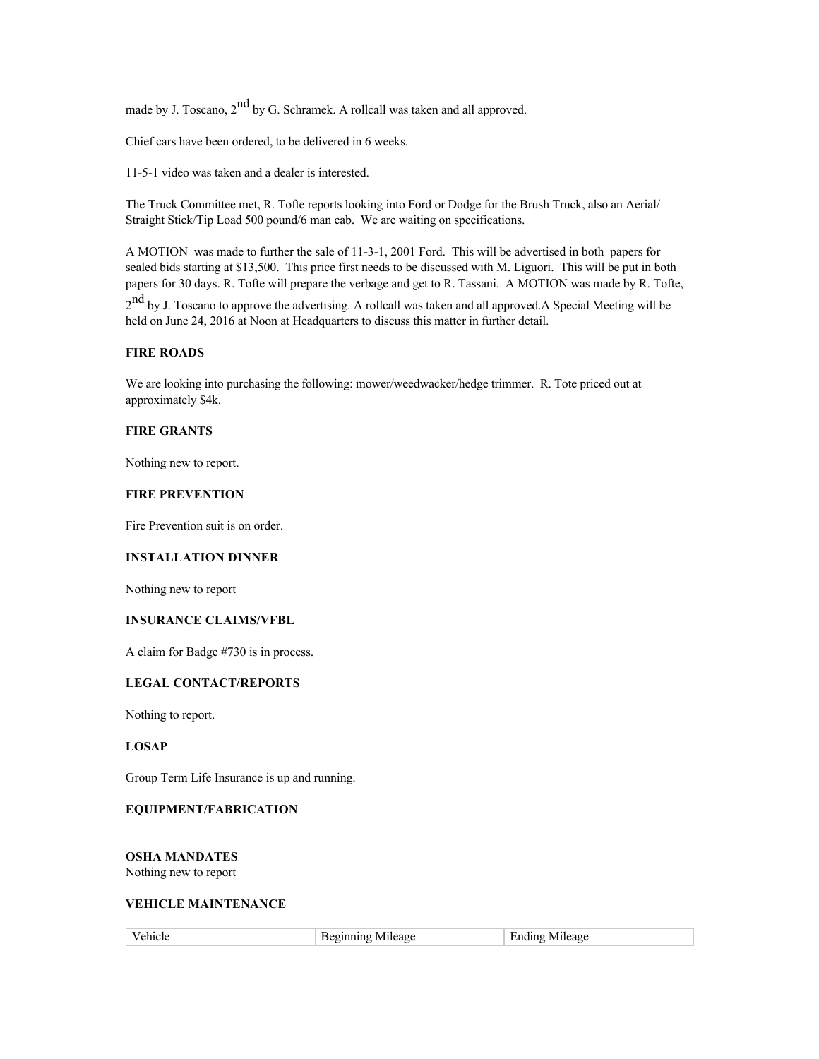made by J. Toscano, 2nd by G. Schramek. A rollcall was taken and all approved.

Chief cars have been ordered, to be delivered in 6 weeks.

11-5-1 video was taken and a dealer is interested.

The Truck Committee met, R. Tofte reports looking into Ford or Dodge for the Brush Truck, also an Aerial/ Straight Stick/Tip Load 500 pound/6 man cab. We are waiting on specifications.

A MOTION was made to further the sale of 11-3-1, 2001 Ford. This will be advertised in both papers for sealed bids starting at $13,500. This price first needs to be discussed with M. Liguori. This will be put in both papers for 30 days. R. Tofte will prepare the verbage and get to R. Tassani. A MOTION was made by R. Tofte, 2nd by J. Toscano to approve the advertising. A rollcall was taken and all approved.A Special Meeting will be held on June 24, 2016 at Noon at Headquarters to discuss this matter in further detail.

**FIRE ROADS**

We are looking into purchasing the following: mower/weedwacker/hedge trimmer. R. Tote priced out at approximately $4k.

**FIRE GRANTS**

Nothing new to report.

**FIRE PREVENTION**

Fire Prevention suit is on order.

**INSTALLATION DINNER**

Nothing new to report

**INSURANCE CLAIMS/VFBL**

A claim for Badge #730 is in process.

**LEGAL CONTACT/REPORTS**

Nothing to report.

**LOSAP**

Group Term Life Insurance is up and running.

**EQUIPMENT/FABRICATION**

**OSHA MANDATES**

Nothing new to report

**VEHICLE MAINTENANCE**

| Vehicle | Beginning Mileage | Ending Mileage |
| --- | --- | --- |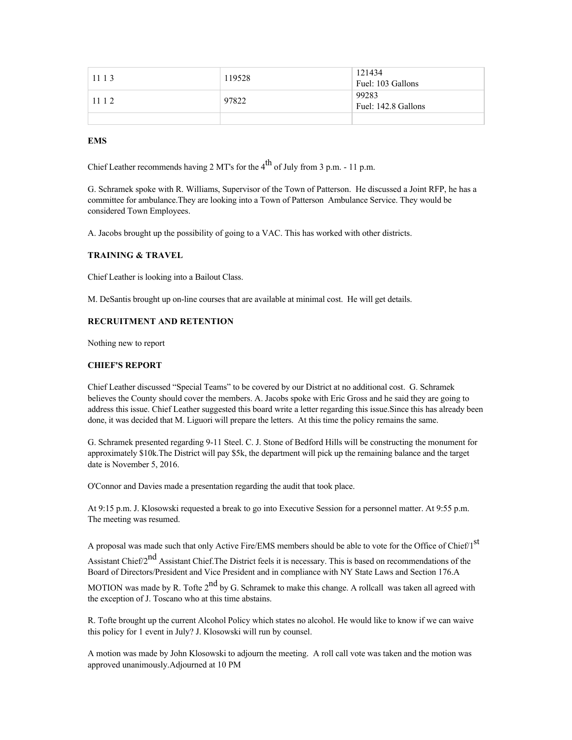| 11 1 3 | 119528 | 121434<br>Fuel: 103 Gallons |
|---|---|---|
| 11 1 2 | 97822 | 99283<br>Fuel: 142.8 Gallons |
| | | |

**EMS**

Chief Leather recommends having 2 MT's for the 4th of July from 3 p.m. - 11 p.m.

G. Schramek spoke with R. Williams, Supervisor of the Town of Patterson. He discussed a Joint RFP, he has a committee for ambulance.They are looking into a Town of Patterson Ambulance Service. They would be considered Town Employees.

A. Jacobs brought up the possibility of going to a VAC. This has worked with other districts.

**TRAINING & TRAVEL**

Chief Leather is looking into a Bailout Class.

M. DeSantis brought up on-line courses that are available at minimal cost. He will get details.

**RECRUITMENT AND RETENTION**

Nothing new to report

**CHIEF'S REPORT**

Chief Leather discussed "Special Teams" to be covered by our District at no additional cost. G. Schramek believes the County should cover the members. A. Jacobs spoke with Eric Gross and he said they are going to address this issue. Chief Leather suggested this board write a letter regarding this issue.Since this has already been done, it was decided that M. Liguori will prepare the letters. At this time the policy remains the same.

G. Schramek presented regarding 9-11 Steel. C. J. Stone of Bedford Hills will be constructing the monument for approximately $10k.The District will pay $5k, the department will pick up the remaining balance and the target date is November 5, 2016.

O'Connor and Davies made a presentation regarding the audit that took place.

At 9:15 p.m. J. Klosowski requested a break to go into Executive Session for a personnel matter. At 9:55 p.m. The meeting was resumed.

A proposal was made such that only Active Fire/EMS members should be able to vote for the Office of Chief/1st Assistant Chief/2nd Assistant Chief.The District feels it is necessary. This is based on recommendations of the Board of Directors/President and Vice President and in compliance with NY State Laws and Section 176.A MOTION was made by R. Tofte 2nd by G. Schramek to make this change. A rollcall was taken all agreed with the exception of J. Toscano who at this time abstains.

R. Tofte brought up the current Alcohol Policy which states no alcohol. He would like to know if we can waive this policy for 1 event in July? J. Klosowski will run by counsel.

A motion was made by John Klosowski to adjourn the meeting. A roll call vote was taken and the motion was approved unanimously.Adjourned at 10 PM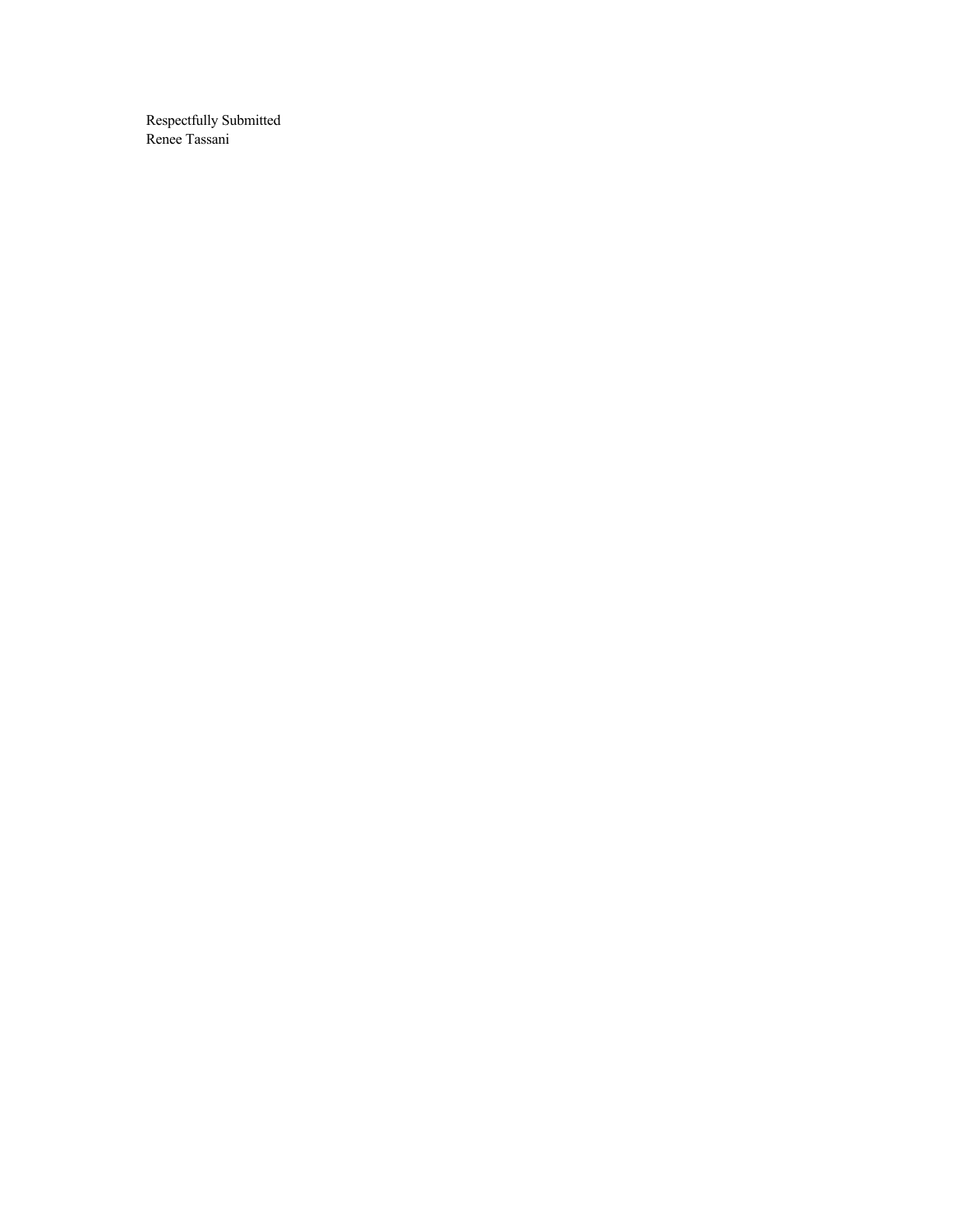Respectfully Submitted
Renee Tassani